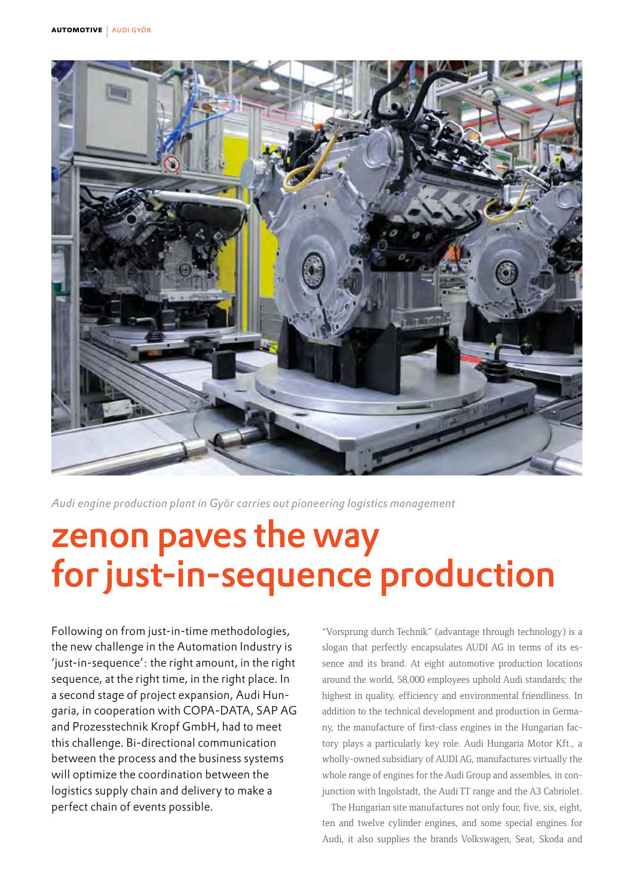*Audi engine production plant in Györ carries out pioneering logistics management*

# zenon paves the way for just-in-sequence production

Following on from just-in-time methodologies, the new challenge in the Automation Industry is 'just-in-sequence': the right amount, in the right sequence, at the right time, in the right place. In a second stage of project expansion, Audi Hungaria, in cooperation with COPA-DATA, SAP AG and Prozesstechnik Kropf GmbH, had to meet this challenge. Bi-directional communication between the process and the business systems will optimize the coordination between the logistics supply chain and delivery to make a perfect chain of events possible.

"Vorsprung durch Technik" (advantage through technology) is a slogan that perfectly encapsulates AUDI AG in terms of its essence and its brand. At eight automotive production locations around the world, 58,000 employees uphold Audi standards; the highest in quality, efficiency and environmental friendliness. In addition to the technical development and production in Germany, the manufacture of first-class engines in the Hungarian factory plays a particularly key role. Audi Hungaria Motor Kft., a wholly-owned subsidiary of AUDI AG, manufactures virtually the whole range of engines for the Audi Group and assembles, in conjunction with Ingolstadt, the Audi TT range and the A3 Cabriolet.

The Hungarian site manufactures not only four, five, six, eight, ten and twelve cylinder engines, and some special engines for Audi, it also supplies the brands Volkswagen, Seat, Skoda and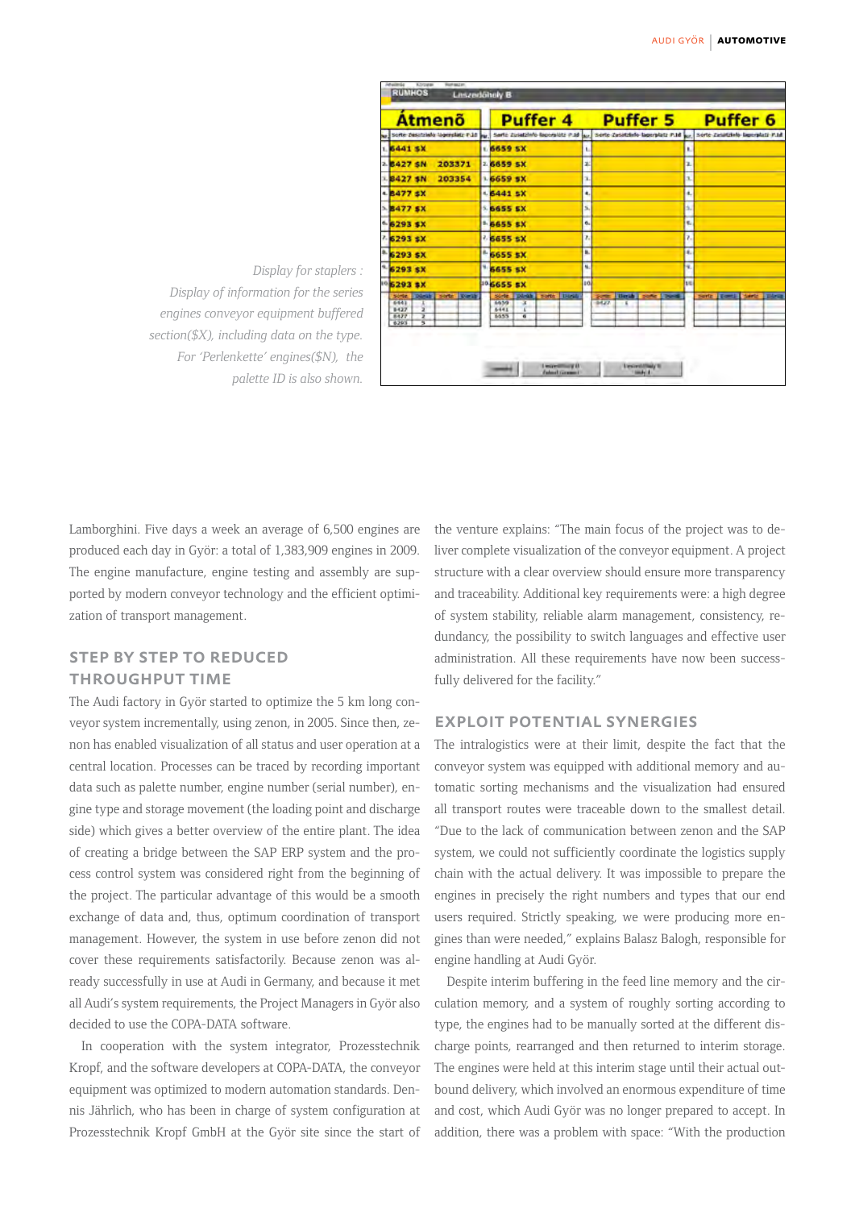Display for staplers : Display of information for the series engines conveyor equipment buffered section($X), including data on the type. For 'Perlenkette' engines($N), the palette ID is also shown.

Lamborghini. Five days a week an average of 6,500 engines are produced each day in Győr: a total of 1,383,909 engines in 2009. The engine manufacture, engine testing and assembly are supported by modern conveyor technology and the efficient optimization of transport management.

## STEP BY STEP TO REDUCED THROUGHPUT TIME

The Audi factory in Győr started to optimize the 5 km long conveyor system incrementally, using zenon, in 2005. Since then, zenon has enabled visualization of all status and user operation at a central location. Processes can be traced by recording important data such as palette number, engine number (serial number), engine type and storage movement (the loading point and discharge side) which gives a better overview of the entire plant. The idea of creating a bridge between the SAP ERP system and the process control system was considered right from the beginning of the project. The particular advantage of this would be a smooth exchange of data and, thus, optimum coordination of transport management. However, the system in use before zenon did not cover these requirements satisfactorily. Because zenon was already successfully in use at Audi in Germany, and because it met all Audi's system requirements, the Project Managers in Győr also decided to use the COPA-DATA software.

In cooperation with the system integrator, Prozesstechnik Kropf, and the software developers at COPA-DATA, the conveyor equipment was optimized to modern automation standards. Dennis Jährlich, who has been in charge of system configuration at Prozesstechnik Kropf GmbH at the Győr site since the start of the venture explains: "The main focus of the project was to deliver complete visualization of the conveyor equipment. A project structure with a clear overview should ensure more transparency and traceability. Additional key requirements were: a high degree of system stability, reliable alarm management, consistency, redundancy, the possibility to switch languages and effective user administration. All these requirements have now been successfully delivered for the facility."

## EXPLOIT POTENTIAL SYNERGIES

The intralogistics were at their limit, despite the fact that the conveyor system was equipped with additional memory and automatic sorting mechanisms and the visualization had ensured all transport routes were traceable down to the smallest detail. "Due to the lack of communication between zenon and the SAP system, we could not sufficiently coordinate the logistics supply chain with the actual delivery. It was impossible to prepare the engines in precisely the right numbers and types that our end users required. Strictly speaking, we were producing more engines than were needed," explains Balasz Balogh, responsible for engine handling at Audi Győr.

Despite interim buffering in the feed line memory and the circulation memory, and a system of roughly sorting according to type, the engines had to be manually sorted at the different discharge points, rearranged and then returned to interim storage. The engines were held at this interim stage until their actual outbound delivery, which involved an enormous expenditure of time and cost, which Audi Győr was no longer prepared to accept. In addition, there was a problem with space: "With the production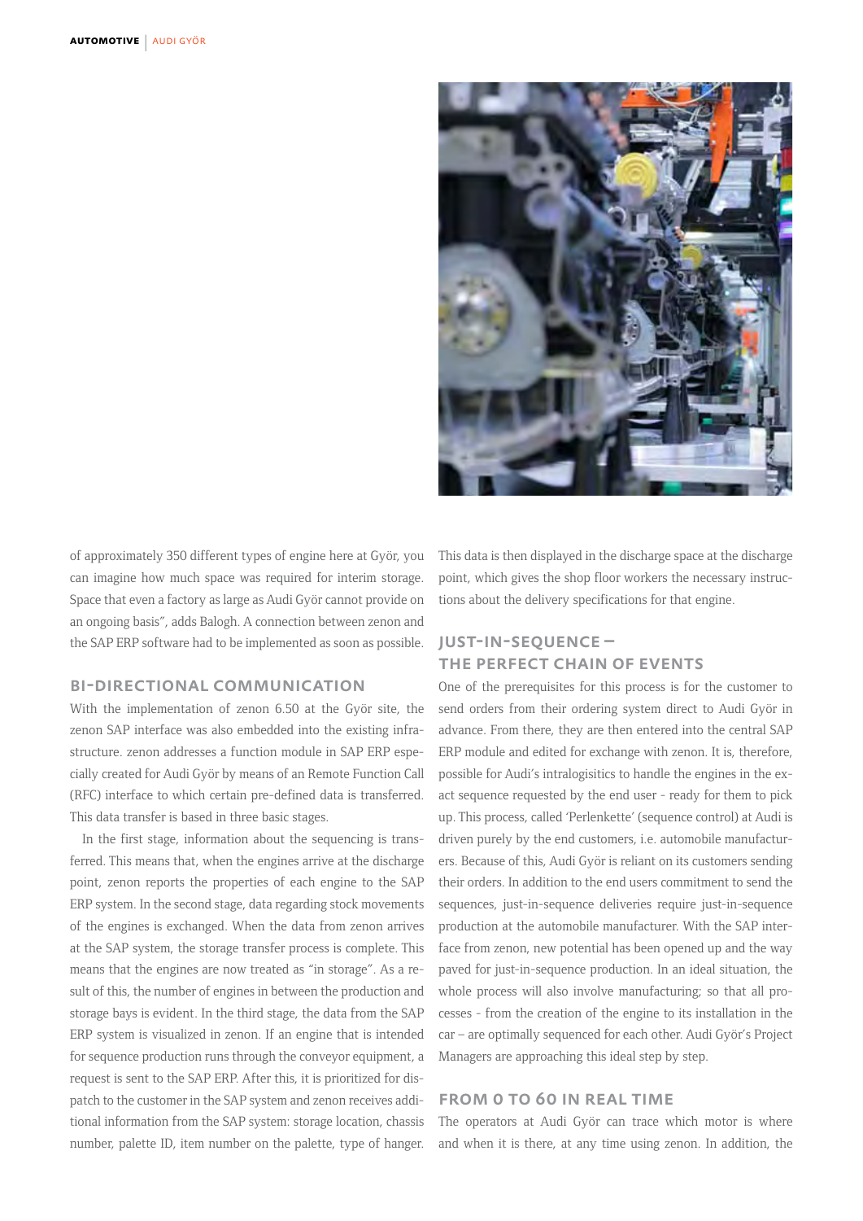of approximately 350 different types of engine here at Györ, you can imagine how much space was required for interim storage. Space that even a factory as large as Audi Györ cannot provide on an ongoing basis", adds Balogh. A connection between zenon and the SAP ERP software had to be implemented as soon as possible.

## BI-DIRECTIONAL COMMUNICATION

With the implementation of zenon 6.50 at the Györ site, the zenon SAP interface was also embedded into the existing infrastructure. zenon addresses a function module in SAP ERP especially created for Audi Györ by means of an Remote Function Call (RFC) interface to which certain pre-defined data is transferred. This data transfer is based in three basic stages.

In the first stage, information about the sequencing is transferred. This means that, when the engines arrive at the discharge point, zenon reports the properties of each engine to the SAP ERP system. In the second stage, data regarding stock movements of the engines is exchanged. When the data from zenon arrives at the SAP system, the storage transfer process is complete. This means that the engines are now treated as "in storage". As a result of this, the number of engines in between the production and storage bays is evident. In the third stage, the data from the SAP ERP system is visualized in zenon. If an engine that is intended for sequence production runs through the conveyor equipment, a request is sent to the SAP ERP. After this, it is prioritized for dispatch to the customer in the SAP system and zenon receives additional information from the SAP system: storage location, chassis number, palette ID, item number on the palette, type of hanger. This data is then displayed in the discharge space at the discharge point, which gives the shop floor workers the necessary instructions about the delivery specifications for that engine.

## JUST-IN-SEQUENCE – THE PERFECT CHAIN OF EVENTS

One of the prerequisites for this process is for the customer to send orders from their ordering system direct to Audi Györ in advance. From there, they are then entered into the central SAP ERP module and edited for exchange with zenon. It is, therefore, possible for Audi's intralogisitics to handle the engines in the exact sequence requested by the end user - ready for them to pick up. This process, called 'Perlenkette' (sequence control) at Audi is driven purely by the end customers, i.e. automobile manufacturers. Because of this, Audi Györ is reliant on its customers sending their orders. In addition to the end users commitment to send the sequences, just-in-sequence deliveries require just-in-sequence production at the automobile manufacturer. With the SAP interface from zenon, new potential has been opened up and the way paved for just-in-sequence production. In an ideal situation, the whole process will also involve manufacturing; so that all processes - from the creation of the engine to its installation in the car – are optimally sequenced for each other. Audi Györ's Project Managers are approaching this ideal step by step.

## FROM 0 TO 60 IN REAL TIME

The operators at Audi Györ can trace which motor is where and when it is there, at any time using zenon. In addition, the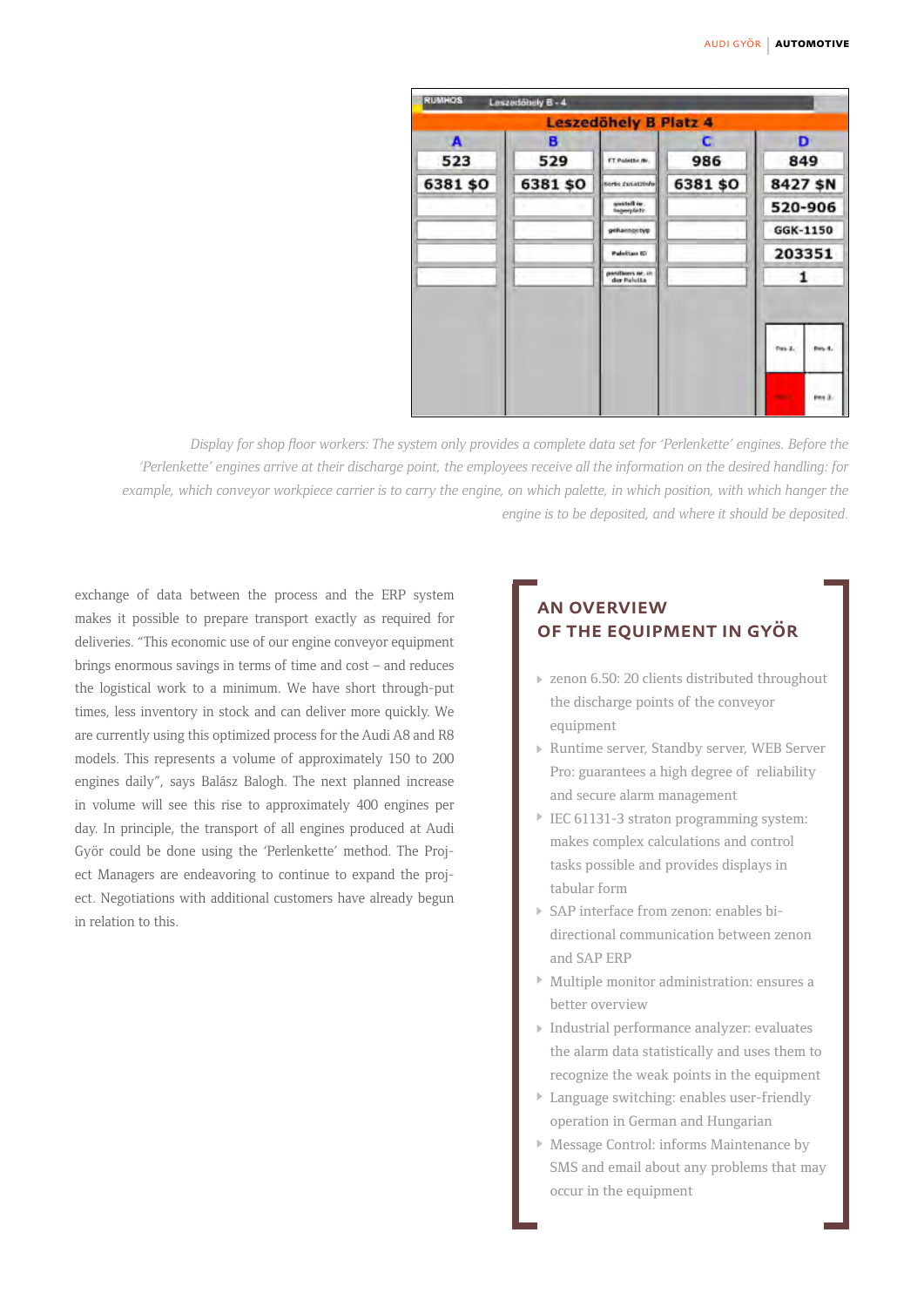*Display for shop floor workers: The system only provides a complete data set for 'Perlenkette' engines. Before the 'Perlenkette' engines arrive at their discharge point, the employees receive all the information on the desired handling: for example, which conveyor workpiece carrier is to carry the engine, on which palette, in which position, with which hanger the engine is to be deposited, and where it should be deposited.*

exchange of data between the process and the ERP system makes it possible to prepare transport exactly as required for deliveries. "This economic use of our engine conveyor equipment brings enormous savings in terms of time and cost – and reduces the logistical work to a minimum. We have short through-put times, less inventory in stock and can deliver more quickly. We are currently using this optimized process for the Audi A8 and R8 models. This represents a volume of approximately 150 to 200 engines daily", says Balász Balogh. The next planned increase in volume will see this rise to approximately 400 engines per day. In principle, the transport of all engines produced at Audi Györ could be done using the 'Perlenkette' method. The Project Managers are endeavoring to continue to expand the project. Negotiations with additional customers have already begun in relation to this.

## AN OVERVIEW OF THE EQUIPMENT IN GYÖR

- zenon 6.50: 20 clients distributed throughout the discharge points of the conveyor equipment
- Runtime server, Standby server, WEB Server Pro: guarantees a high degree of reliability and secure alarm management
- IEC 61131-3 straton programming system: makes complex calculations and control tasks possible and provides displays in tabular form
- SAP interface from zenon: enables bi-directional communication between zenon and SAP ERP
- Multiple monitor administration: ensures a better overview
- Industrial performance analyzer: evaluates the alarm data statistically and uses them to recognize the weak points in the equipment
- Language switching: enables user-friendly operation in German and Hungarian
- Message Control: informs Maintenance by SMS and email about any problems that may occur in the equipment